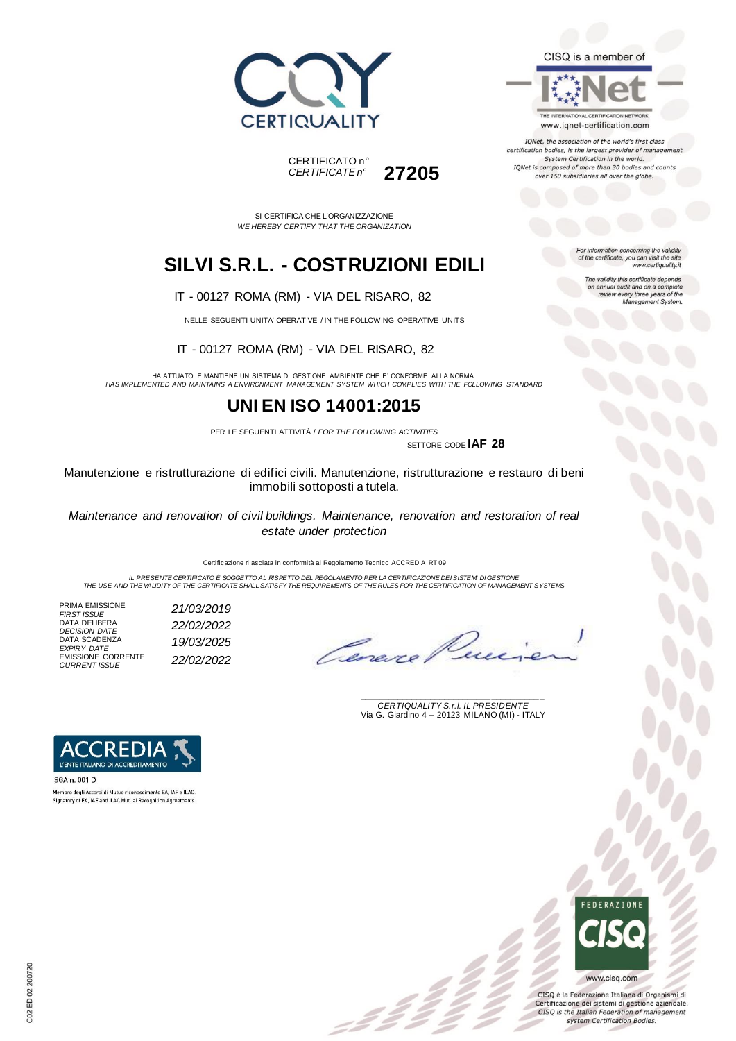CERTIQUALITY

CERTIFICATO n°
*CERTIFICATE n°* **27205**

CISQ is a member of IQNet

THE INTERNATIONAL CERTIFICATION NETWORK
www.iqnet-certification.com

*IQNet, the association of the world's first class certification bodies, is the largest provider of management System Certification in the world. IQNet is composed of more than 30 bodies and counts over 150 subsidiaries all over the globe.*

SI CERTIFICA CHE L'ORGANIZZAZIONE
*WE HEREBY CERTIFY THAT THE ORGANIZATION*

# SILVI S.R.L. - COSTRUZIONI EDILI

IT - 00127 ROMA (RM) - VIA DEL RISARO, 82

NELLE SEGUENTI UNITA' OPERATIVE / IN THE FOLLOWING OPERATIVE UNITS

IT - 00127 ROMA (RM) - VIA DEL RISARO, 82

*For information concerning the validity of the certificate, you can visit the site www.certiquality.it*

*The validity this certificate depends on annual audit and on a complete review every three years of the Management System.*

HA ATTUATO E MANTIENE UN SISTEMA DI GESTIONE AMBIENTE CHE E' CONFORME ALLA NORMA
*HAS IMPLEMENTED AND MAINTAINS A ENVIRONMENT MANAGEMENT SYSTEM WHICH COMPLIES WITH THE FOLLOWING STANDARD*

# UNI EN ISO 14001:2015

PER LE SEGUENTI ATTIVITÀ / *FOR THE FOLLOWING ACTIVITIES*

SETTORE CODE **IAF 28**

Manutenzione e ristrutturazione di edifici civili. Manutenzione, ristrutturazione e restauro di beni immobili sottoposti a tutela.

*Maintenance and renovation of civil buildings. Maintenance, renovation and restoration of real estate under protection*

Certificazione rilasciata in conformità al Regolamento Tecnico ACCREDIA RT 09

*IL PRESENTE CERTIFICATO È SOGGETTO AL RISPETTO DEL REGOLAMENTO PER LA CERTIFICAZIONE DEI SISTEMI DI GESTIONE*
*THE USE AND THE VALIDITY OF THE CERTIFICATE SHALL SATISFY THE REQUIREMENTS OF THE RULES FOR THE CERTIFICATION OF MANAGEMENT SYSTEMS*

| | |
|---|---|
| PRIMA EMISSIONE *FIRST ISSUE* | *21/03/2019* |
| DATA DELIBERA *DECISION DATE* | *22/02/2022* |
| DATA SCADENZA *EXPIRY DATE* | *19/03/2025* |
| EMISSIONE CORRENTE *CURRENT ISSUE* | *22/02/2022* |

*CERTIQUALITY S.r.l. IL PRESIDENTE*
Via G. Giardino 4 – 20123 MILANO (MI) - ITALY

ACCREDIA
L'ENTE ITALIANO DI ACCREDITAMENTO
SGA n. 001 D
Membro degli Accordi di Mutuo riconoscimento EA, IAF e ILAC.
Signatory of EA, IAF and ILAC Mutual Recognition Agreements.

FEDERAZIONE CISQ
www.cisq.com
CISQ è la Federazione Italiana di Organismi di Certificazione dei sistemi di gestione aziendale.
*CISQ is the Italian Federation of management system Certification Bodies.*

C02 ED 02 200720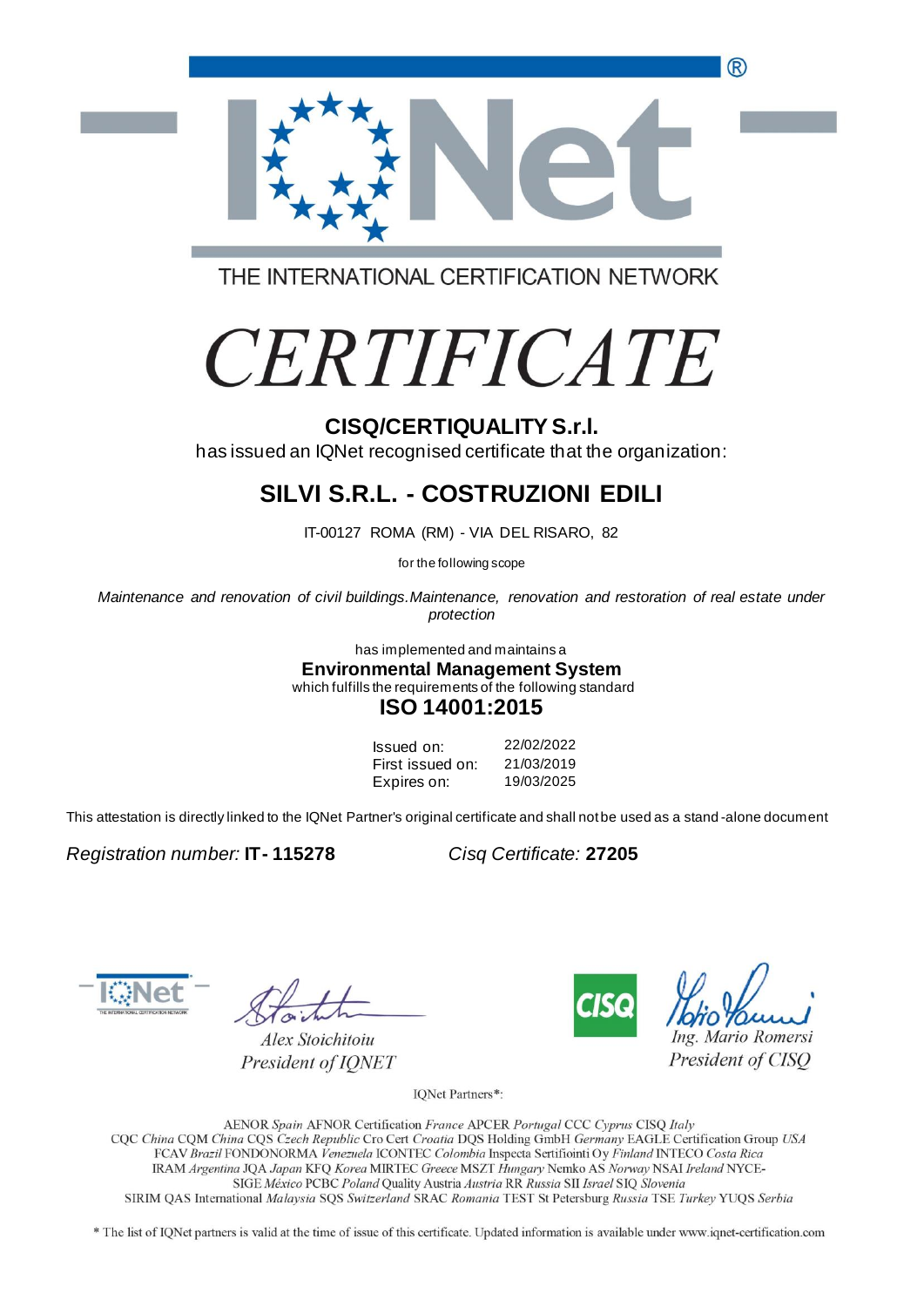THE INTERNATIONAL CERTIFICATION NETWORK

# CERTIFICATE

## CISQ/CERTIQUALITY S.r.l.

has issued an IQNet recognised certificate that the organization:

## SILVI S.R.L. - COSTRUZIONI EDILI

IT-00127 ROMA (RM) - VIA DEL RISARO, 82

for the following scope

*Maintenance and renovation of civil buildings.Maintenance, renovation and restoration of real estate under protection*

has implemented and maintains a

**Environmental Management System**

which fulfills the requirements of the following standard

**ISO 14001:2015**

| | |
|---|---|
| Issued on: | 22/02/2022 |
| First issued on: | 21/03/2019 |
| Expires on: | 19/03/2025 |

This attestation is directly linked to the IQNet Partner's original certificate and shall not be used as a stand-alone document

*Registration number:* **IT- 115278** *Cisq Certificate:* **27205**

Alex Stoichitoiu
*President of IQNET*

Ing. Mario Romersi
*President of CISQ*

IQNet Partners*:

AENOR *Spain* AFNOR Certification *France* APCER *Portugal* CCC *Cyprus* CISQ *Italy*
CQC *China* CQM *China* CQS *Czech Republic* Cro Cert *Croatia* DQS Holding GmbH *Germany* EAGLE Certification Group *USA*
FCAV *Brazil* FONDONORMA *Venezuela* ICONTEC *Colombia* Inspecta Sertifiointi Oy *Finland* INTECO *Costa Rica*
IRAM *Argentina* JQA *Japan* KFQ *Korea* MIRTEC *Greece* MSZT *Hungary* Nemko AS *Norway* NSAI *Ireland* NYCE-SIGE *México* PCBC *Poland* Quality Austria *Austria* RR *Russia* SII *Israel* SIQ *Slovenia*
SIRIM QAS International *Malaysia* SQS *Switzerland* SRAC *Romania* TEST St Petersburg *Russia* TSE *Turkey* YUQS *Serbia*

* The list of IQNet partners is valid at the time of issue of this certificate. Updated information is available under www.iqnet-certification.com